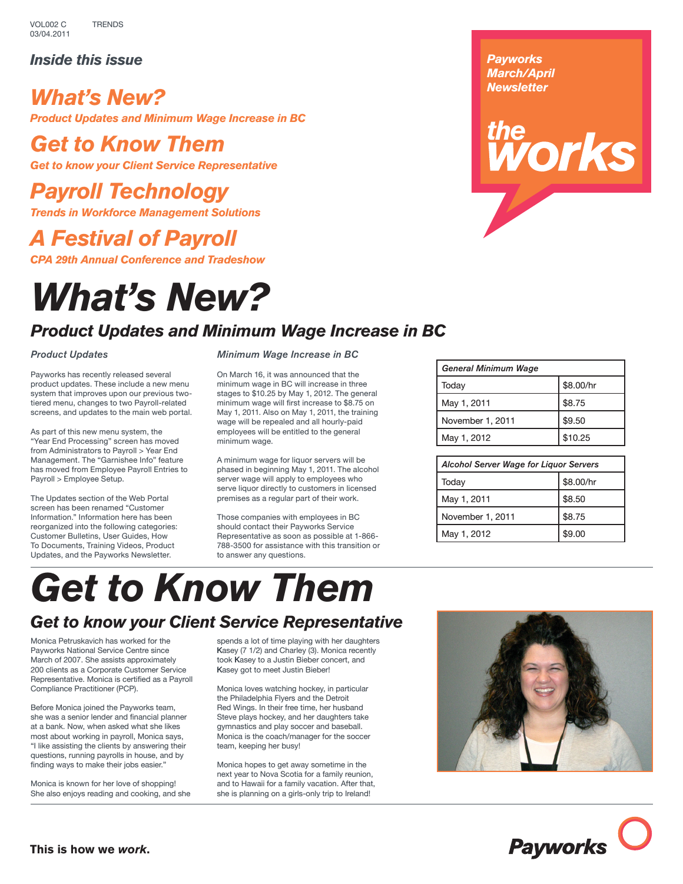VOL002 C TRENDS
03/04.2011

Payworks March/April Newsletter

# the works

### Inside this issue

## What's New?
*Product Updates and Minimum Wage Increase in BC*

## Get to Know Them
*Get to know your Client Service Representative*

## Payroll Technology
*Trends in Workforce Management Solutions*

## A Festival of Payroll
*CPA 29th Annual Conference and Tradeshow*

# What's New?

## Product Updates and Minimum Wage Increase in BC

### Product Updates

Payworks has recently released several product updates. These include a new menu system that improves upon our previous two-tiered menu, changes to two Payroll-related screens, and updates to the main web portal.

As part of this new menu system, the "Year End Processing" screen has moved from Administrators to Payroll > Year End Management. The "Garnishee Info" feature has moved from Employee Payroll Entries to Payroll > Employee Setup.

The Updates section of the Web Portal screen has been renamed "Customer Information." Information here has been reorganized into the following categories: Customer Bulletins, User Guides, How To Documents, Training Videos, Product Updates, and the Payworks Newsletter.

### Minimum Wage Increase in BC

On March 16, it was announced that the minimum wage in BC will increase in three stages to $10.25 by May 1, 2012. The general minimum wage will first increase to $8.75 on May 1, 2011. Also on May 1, 2011, the training wage will be repealed and all hourly-paid employees will be entitled to the general minimum wage.

A minimum wage for liquor servers will be phased in beginning May 1, 2011. The alcohol server wage will apply to employees who serve liquor directly to customers in licensed premises as a regular part of their work.

Those companies with employees in BC should contact their Payworks Service Representative as soon as possible at 1-866-788-3500 for assistance with this transition or to answer any questions.

| *General Minimum Wage* | |
|---|---|
| Today | $8.00/hr |
| May 1, 2011 | $8.75 |
| November 1, 2011 | $9.50 |
| May 1, 2012 | $10.25 |

| *Alcohol Server Wage for Liquor Servers* | |
|---|---|
| Today | $8.00/hr |
| May 1, 2011 | $8.50 |
| November 1, 2011 | $8.75 |
| May 1, 2012 | $9.00 |

# Get to Know Them

## Get to know your Client Service Representative

Monica Petruskavich has worked for the Payworks National Service Centre since March of 2007. She assists approximately 200 clients as a Corporate Customer Service Representative. Monica is certified as a Payroll Compliance Practitioner (PCP).

Before Monica joined the Payworks team, she was a senior lender and financial planner at a bank. Now, when asked what she likes most about working in payroll, Monica says, "I like assisting the clients by answering their questions, running payrolls in house, and by finding ways to make their jobs easier."

Monica is known for her love of shopping! She also enjoys reading and cooking, and she spends a lot of time playing with her daughters Kasey (7 1/2) and Charley (3). Monica recently took Kasey to a Justin Bieber concert, and Kasey got to meet Justin Bieber!

Monica loves watching hockey, in particular the Philadelphia Flyers and the Detroit Red Wings. In their free time, her husband Steve plays hockey, and her daughters take gymnastics and play soccer and baseball. Monica is the coach/manager for the soccer team, keeping her busy!

Monica hopes to get away sometime in the next year to Nova Scotia for a family reunion, and to Hawaii for a family vacation. After that, she is planning on a girls-only trip to Ireland!

**This is how we *work*.**

Payworks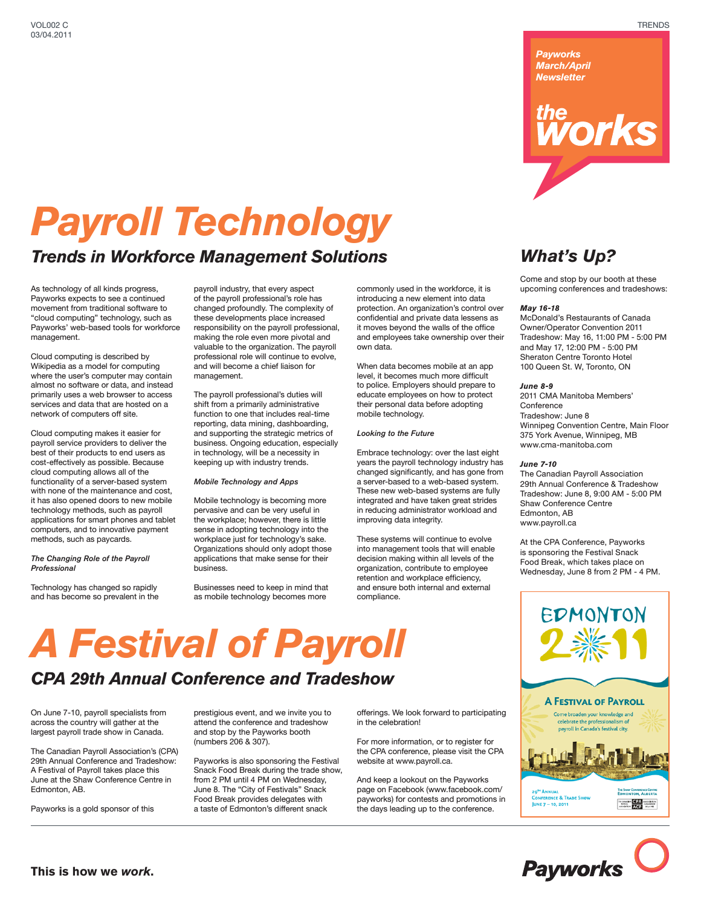VOL002 C
03/04.2011

TRENDS

*Payworks March/April Newsletter*

**the works**

# Payroll Technology

## Trends in Workforce Management Solutions

As technology of all kinds progress, Payworks expects to see a continued movement from traditional software to "cloud computing" technology, such as Payworks' web-based tools for workforce management.

Cloud computing is described by Wikipedia as a model for computing where the user's computer may contain almost no software or data, and instead primarily uses a web browser to access services and data that are hosted on a network of computers off site.

Cloud computing makes it easier for payroll service providers to deliver the best of their products to end users as cost-effectively as possible. Because cloud computing allows all of the functionality of a server-based system with none of the maintenance and cost, it has also opened doors to new mobile technology methods, such as payroll applications for smart phones and tablet computers, and to innovative payment methods, such as paycards.

***The Changing Role of the Payroll Professional***

Technology has changed so rapidly and has become so prevalent in the payroll industry, that every aspect of the payroll professional's role has changed profoundly. The complexity of these developments place increased responsibility on the payroll professional, making the role even more pivotal and valuable to the organization. The payroll professional role will continue to evolve, and will become a chief liaison for management.

The payroll professional's duties will shift from a primarily administrative function to one that includes real-time reporting, data mining, dashboarding, and supporting the strategic metrics of business. Ongoing education, especially in technology, will be a necessity in keeping up with industry trends.

***Mobile Technology and Apps***

Mobile technology is becoming more pervasive and can be very useful in the workplace; however, there is little sense in adopting technology into the workplace just for technology's sake. Organizations should only adopt those applications that make sense for their business.

Businesses need to keep in mind that as mobile technology becomes more commonly used in the workforce, it is introducing a new element into data protection. An organization's control over confidential and private data lessens as it moves beyond the walls of the office and employees take ownership over their own data.

When data becomes mobile at an app level, it becomes much more difficult to police. Employers should prepare to educate employees on how to protect their personal data before adopting mobile technology.

***Looking to the Future***

Embrace technology: over the last eight years the payroll technology industry has changed significantly, and has gone from a server-based to a web-based system. These new web-based systems are fully integrated and have taken great strides in reducing administrator workload and improving data integrity.

These systems will continue to evolve into management tools that will enable decision making within all levels of the organization, contribute to employee retention and workplace efficiency, and ensure both internal and external compliance.

# A Festival of Payroll

## CPA 29th Annual Conference and Tradeshow

On June 7-10, payroll specialists from across the country will gather at the largest payroll trade show in Canada.

The Canadian Payroll Association's (CPA) 29th Annual Conference and Tradeshow: A Festival of Payroll takes place this June at the Shaw Conference Centre in Edmonton, AB.

Payworks is a gold sponsor of this prestigious event, and we invite you to attend the conference and tradeshow and stop by the Payworks booth (numbers 206 & 307).

Payworks is also sponsoring the Festival Snack Food Break during the trade show, from 2 PM until 4 PM on Wednesday, June 8. The "City of Festivals" Snack Food Break provides delegates with a taste of Edmonton's different snack offerings. We look forward to participating in the celebration!

For more information, or to register for the CPA conference, please visit the CPA website at www.payroll.ca.

And keep a lookout on the Payworks page on Facebook (www.facebook.com/payworks) for contests and promotions in the days leading up to the conference.

## What's Up?

Come and stop by our booth at these upcoming conferences and tradeshows:

***May 16-18***
McDonald's Restaurants of Canada Owner/Operator Convention 2011
Tradeshow: May 16, 11:00 PM - 5:00 PM and May 17, 12:00 PM - 5:00 PM
Sheraton Centre Toronto Hotel
100 Queen St. W, Toronto, ON

***June 8-9***
2011 CMA Manitoba Members' Conference
Tradeshow: June 8
Winnipeg Convention Centre, Main Floor
375 York Avenue, Winnipeg, MB
www.cma-manitoba.com

***June 7-10***
The Canadian Payroll Association 29th Annual Conference & Tradeshow
Tradeshow: June 8, 9:00 AM - 5:00 PM
Shaw Conference Centre
Edmonton, AB
www.payroll.ca

At the CPA Conference, Payworks is sponsoring the Festival Snack Food Break, which takes place on Wednesday, June 8 from 2 PM - 4 PM.

EDMONTON 2011

A FESTIVAL OF PAYROLL

Come broaden your knowledge and celebrate the professionalism of payroll in Canada's festival city.

29th Annual Conference & Trade Show June 7 – 10, 2011

The Shaw Conference Centre Edmonton, Alberta

**This is how we *work*.**

Payworks